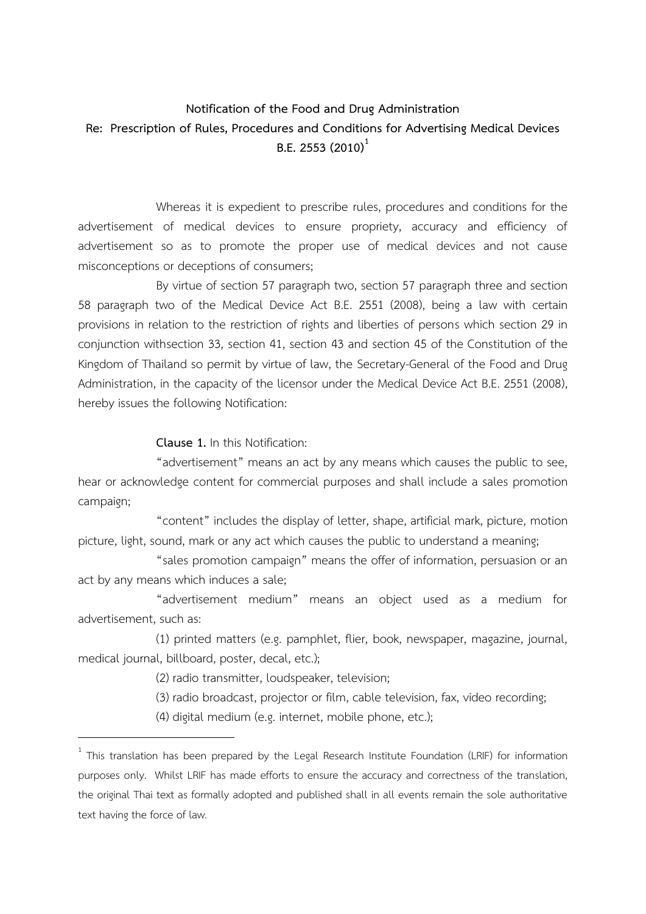**Notification of the Food and Drug Administration**
**Re: Prescription of Rules, Procedures and Conditions for Advertising Medical Devices**
**B.E. 2553 (2010)**[1]

Whereas it is expedient to prescribe rules, procedures and conditions for the advertisement of medical devices to ensure propriety, accuracy and efficiency of advertisement so as to promote the proper use of medical devices and not cause misconceptions or deceptions of consumers;

By virtue of section 57 paragraph two, section 57 paragraph three and section 58 paragraph two of the Medical Device Act B.E. 2551 (2008), being a law with certain provisions in relation to the restriction of rights and liberties of persons which section 29 in conjunction withsection 33, section 41, section 43 and section 45 of the Constitution of the Kingdom of Thailand so permit by virtue of law, the Secretary-General of the Food and Drug Administration, in the capacity of the licensor under the Medical Device Act B.E. 2551 (2008), hereby issues the following Notification:

**Clause 1.** In this Notification:

"advertisement" means an act by any means which causes the public to see, hear or acknowledge content for commercial purposes and shall include a sales promotion campaign;

"content" includes the display of letter, shape, artificial mark, picture, motion picture, light, sound, mark or any act which causes the public to understand a meaning;

"sales promotion campaign" means the offer of information, persuasion or an act by any means which induces a sale;

"advertisement medium" means an object used as a medium for advertisement, such as:

(1) printed matters (e.g. pamphlet, flier, book, newspaper, magazine, journal, medical journal, billboard, poster, decal, etc.);

(2) radio transmitter, loudspeaker, television;

(3) radio broadcast, projector or film, cable television, fax, video recording;

(4) digital medium (e.g. internet, mobile phone, etc.);

---

[1] This translation has been prepared by the Legal Research Institute Foundation (LRIF) for information purposes only. Whilst LRIF has made efforts to ensure the accuracy and correctness of the translation, the original Thai text as formally adopted and published shall in all events remain the sole authoritative text having the force of law.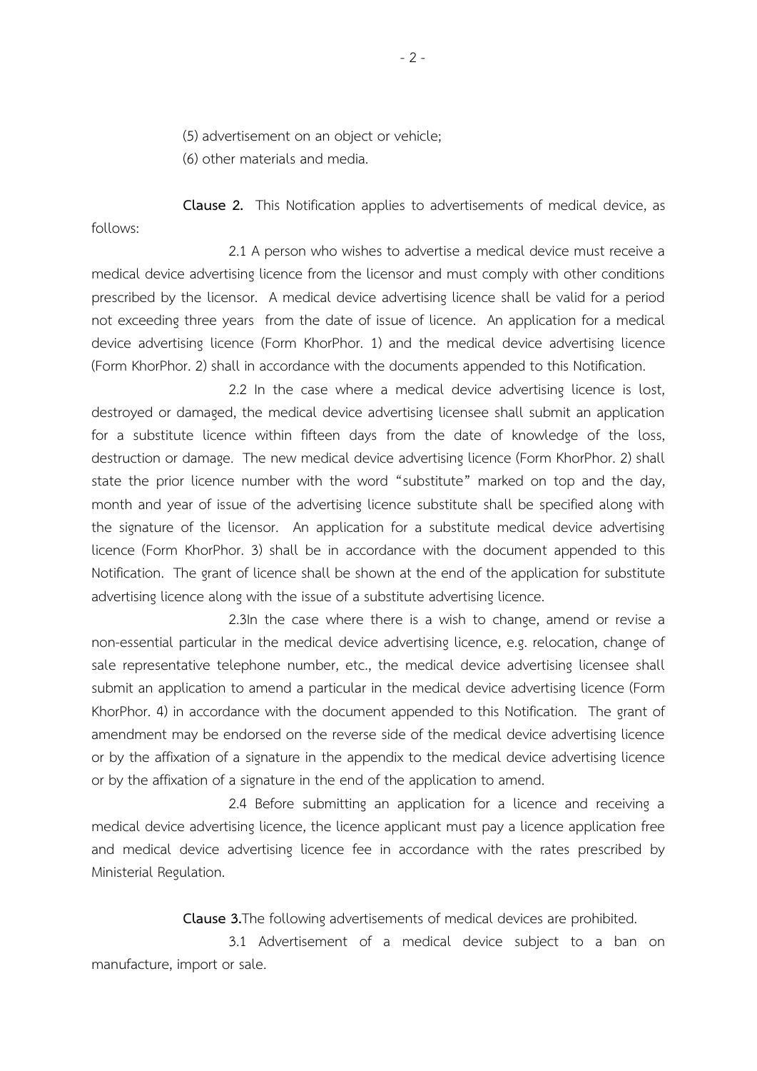(5) advertisement on an object or vehicle;

(6) other materials and media.

**Clause 2.** This Notification applies to advertisements of medical device, as follows:

2.1 A person who wishes to advertise a medical device must receive a medical device advertising licence from the licensor and must comply with other conditions prescribed by the licensor. A medical device advertising licence shall be valid for a period not exceeding three years from the date of issue of licence. An application for a medical device advertising licence (Form KhorPhor. 1) and the medical device advertising licence (Form KhorPhor. 2) shall in accordance with the documents appended to this Notification.

2.2 In the case where a medical device advertising licence is lost, destroyed or damaged, the medical device advertising licensee shall submit an application for a substitute licence within fifteen days from the date of knowledge of the loss, destruction or damage. The new medical device advertising licence (Form KhorPhor. 2) shall state the prior licence number with the word "substitute" marked on top and the day, month and year of issue of the advertising licence substitute shall be specified along with the signature of the licensor. An application for a substitute medical device advertising licence (Form KhorPhor. 3) shall be in accordance with the document appended to this Notification. The grant of licence shall be shown at the end of the application for substitute advertising licence along with the issue of a substitute advertising licence.

2.3In the case where there is a wish to change, amend or revise a non-essential particular in the medical device advertising licence, e.g. relocation, change of sale representative telephone number, etc., the medical device advertising licensee shall submit an application to amend a particular in the medical device advertising licence (Form KhorPhor. 4) in accordance with the document appended to this Notification. The grant of amendment may be endorsed on the reverse side of the medical device advertising licence or by the affixation of a signature in the appendix to the medical device advertising licence or by the affixation of a signature in the end of the application to amend.

2.4 Before submitting an application for a licence and receiving a medical device advertising licence, the licence applicant must pay a licence application free and medical device advertising licence fee in accordance with the rates prescribed by Ministerial Regulation.

**Clause 3.**The following advertisements of medical devices are prohibited.

3.1 Advertisement of a medical device subject to a ban on manufacture, import or sale.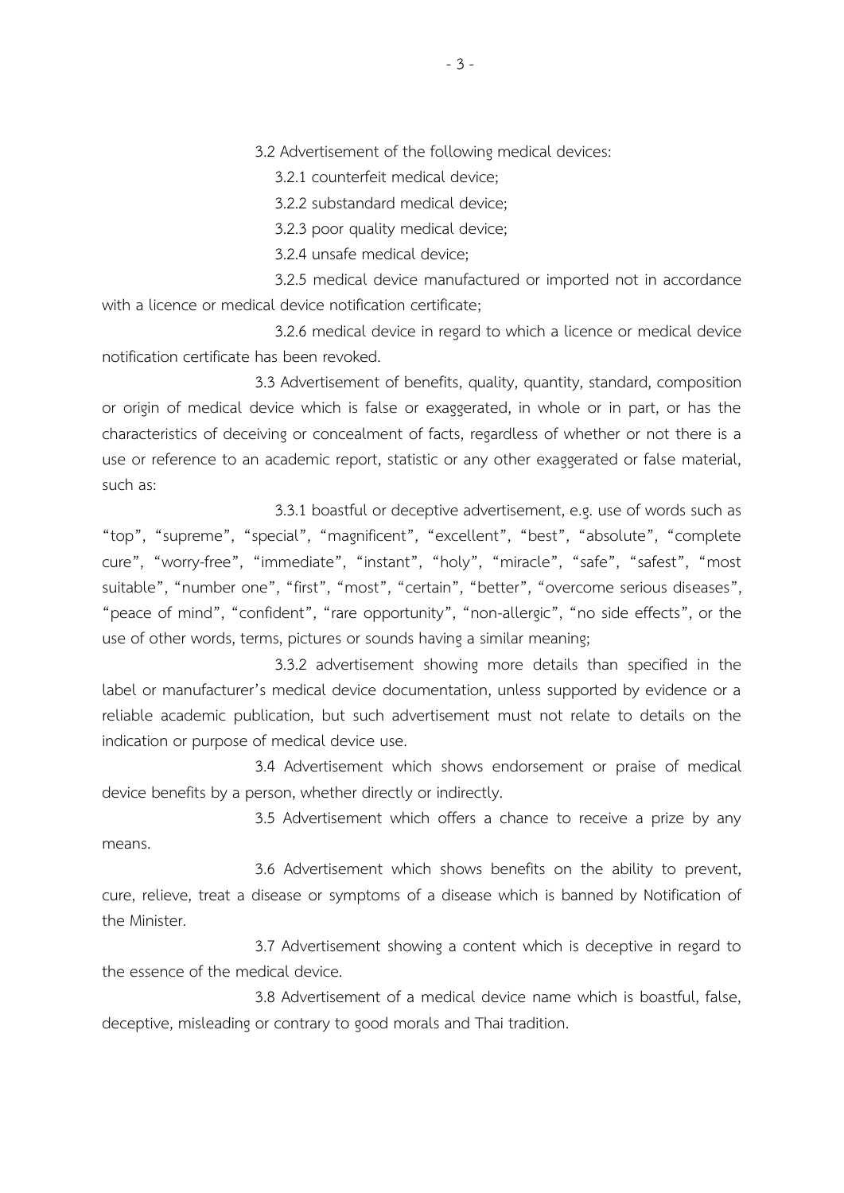3.2 Advertisement of the following medical devices:

3.2.1 counterfeit medical device;

3.2.2 substandard medical device;

3.2.3 poor quality medical device;

3.2.4 unsafe medical device;

3.2.5 medical device manufactured or imported not in accordance with a licence or medical device notification certificate;

3.2.6 medical device in regard to which a licence or medical device notification certificate has been revoked.

3.3 Advertisement of benefits, quality, quantity, standard, composition or origin of medical device which is false or exaggerated, in whole or in part, or has the characteristics of deceiving or concealment of facts, regardless of whether or not there is a use or reference to an academic report, statistic or any other exaggerated or false material, such as:

3.3.1 boastful or deceptive advertisement, e.g. use of words such as "top", "supreme", "special", "magnificent", "excellent", "best", "absolute", "complete cure", "worry-free", "immediate", "instant", "holy", "miracle", "safe", "safest", "most suitable", "number one", "first", "most", "certain", "better", "overcome serious diseases", "peace of mind", "confident", "rare opportunity", "non-allergic", "no side effects", or the use of other words, terms, pictures or sounds having a similar meaning;

3.3.2 advertisement showing more details than specified in the label or manufacturer's medical device documentation, unless supported by evidence or a reliable academic publication, but such advertisement must not relate to details on the indication or purpose of medical device use.

3.4 Advertisement which shows endorsement or praise of medical device benefits by a person, whether directly or indirectly.

3.5 Advertisement which offers a chance to receive a prize by any means.

3.6 Advertisement which shows benefits on the ability to prevent, cure, relieve, treat a disease or symptoms of a disease which is banned by Notification of the Minister.

3.7 Advertisement showing a content which is deceptive in regard to the essence of the medical device.

3.8 Advertisement of a medical device name which is boastful, false, deceptive, misleading or contrary to good morals and Thai tradition.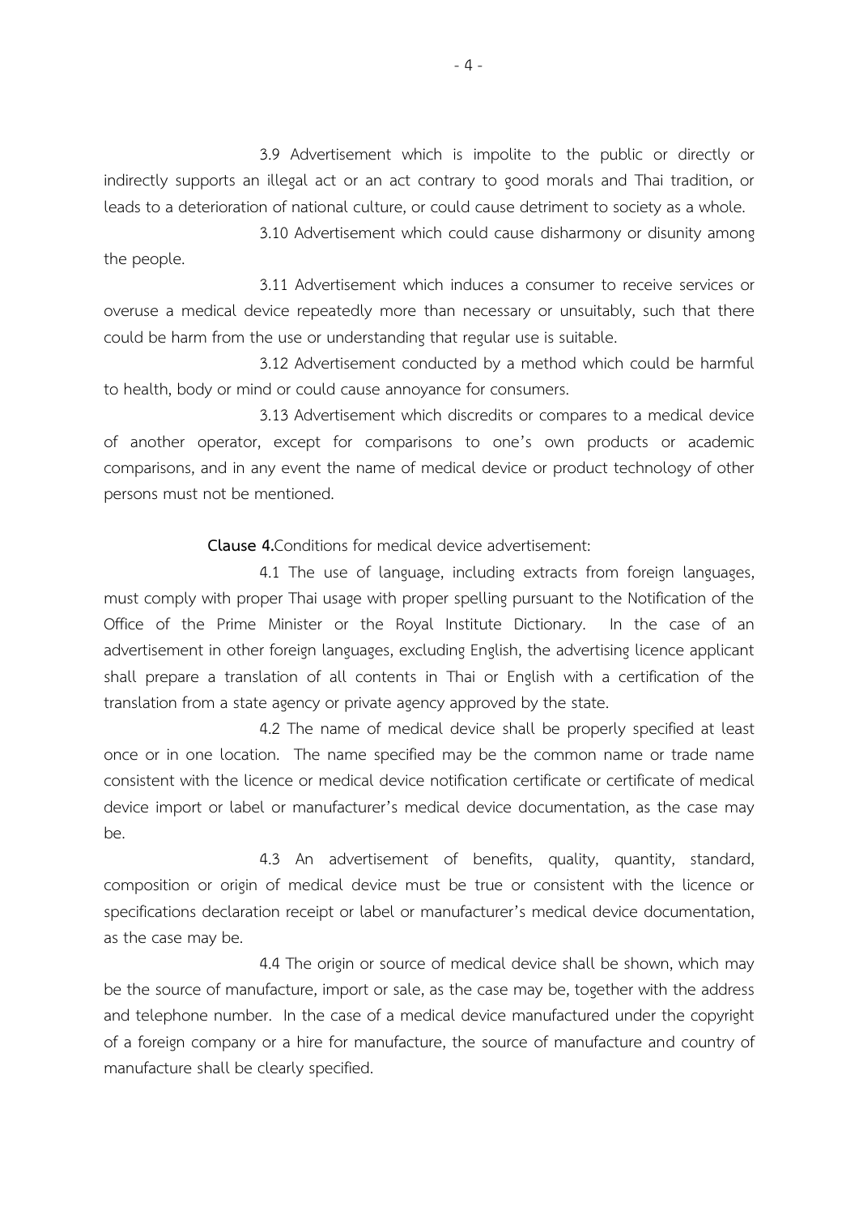3.9 Advertisement which is impolite to the public or directly or indirectly supports an illegal act or an act contrary to good morals and Thai tradition, or leads to a deterioration of national culture, or could cause detriment to society as a whole.

3.10 Advertisement which could cause disharmony or disunity among the people.

3.11 Advertisement which induces a consumer to receive services or overuse a medical device repeatedly more than necessary or unsuitably, such that there could be harm from the use or understanding that regular use is suitable.

3.12 Advertisement conducted by a method which could be harmful to health, body or mind or could cause annoyance for consumers.

3.13 Advertisement which discredits or compares to a medical device of another operator, except for comparisons to one's own products or academic comparisons, and in any event the name of medical device or product technology of other persons must not be mentioned.

**Clause 4.**Conditions for medical device advertisement:

4.1 The use of language, including extracts from foreign languages, must comply with proper Thai usage with proper spelling pursuant to the Notification of the Office of the Prime Minister or the Royal Institute Dictionary. In the case of an advertisement in other foreign languages, excluding English, the advertising licence applicant shall prepare a translation of all contents in Thai or English with a certification of the translation from a state agency or private agency approved by the state.

4.2 The name of medical device shall be properly specified at least once or in one location. The name specified may be the common name or trade name consistent with the licence or medical device notification certificate or certificate of medical device import or label or manufacturer's medical device documentation, as the case may be.

4.3 An advertisement of benefits, quality, quantity, standard, composition or origin of medical device must be true or consistent with the licence or specifications declaration receipt or label or manufacturer's medical device documentation, as the case may be.

4.4 The origin or source of medical device shall be shown, which may be the source of manufacture, import or sale, as the case may be, together with the address and telephone number. In the case of a medical device manufactured under the copyright of a foreign company or a hire for manufacture, the source of manufacture and country of manufacture shall be clearly specified.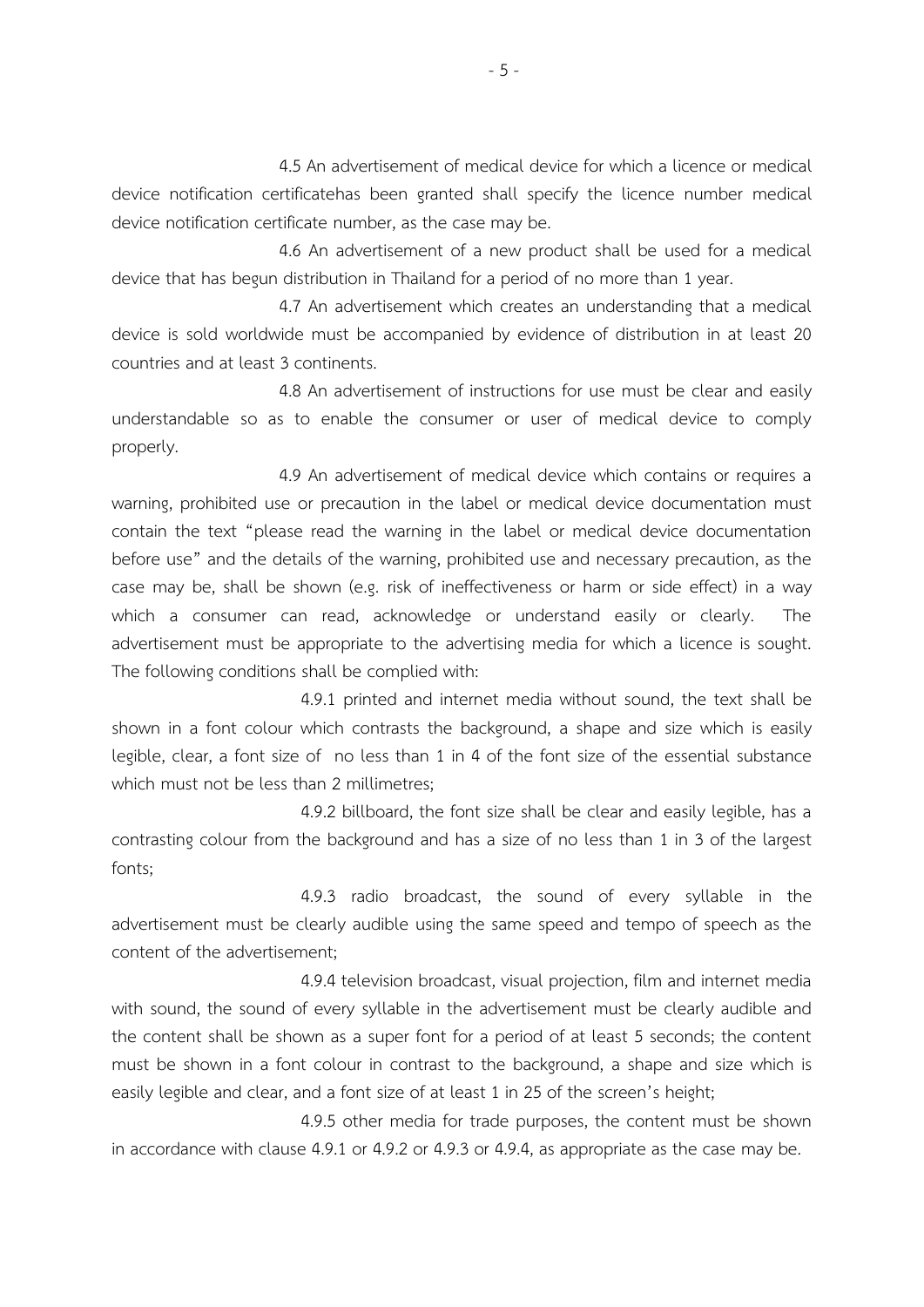4.5 An advertisement of medical device for which a licence or medical device notification certificatehas been granted shall specify the licence number medical device notification certificate number, as the case may be.

4.6 An advertisement of a new product shall be used for a medical device that has begun distribution in Thailand for a period of no more than 1 year.

4.7 An advertisement which creates an understanding that a medical device is sold worldwide must be accompanied by evidence of distribution in at least 20 countries and at least 3 continents.

4.8 An advertisement of instructions for use must be clear and easily understandable so as to enable the consumer or user of medical device to comply properly.

4.9 An advertisement of medical device which contains or requires a warning, prohibited use or precaution in the label or medical device documentation must contain the text "please read the warning in the label or medical device documentation before use" and the details of the warning, prohibited use and necessary precaution, as the case may be, shall be shown (e.g. risk of ineffectiveness or harm or side effect) in a way which a consumer can read, acknowledge or understand easily or clearly. The advertisement must be appropriate to the advertising media for which a licence is sought. The following conditions shall be complied with:

4.9.1 printed and internet media without sound, the text shall be shown in a font colour which contrasts the background, a shape and size which is easily legible, clear, a font size of no less than 1 in 4 of the font size of the essential substance which must not be less than 2 millimetres;

4.9.2 billboard, the font size shall be clear and easily legible, has a contrasting colour from the background and has a size of no less than 1 in 3 of the largest fonts;

4.9.3 radio broadcast, the sound of every syllable in the advertisement must be clearly audible using the same speed and tempo of speech as the content of the advertisement;

4.9.4 television broadcast, visual projection, film and internet media with sound, the sound of every syllable in the advertisement must be clearly audible and the content shall be shown as a super font for a period of at least 5 seconds; the content must be shown in a font colour in contrast to the background, a shape and size which is easily legible and clear, and a font size of at least 1 in 25 of the screen's height;

4.9.5 other media for trade purposes, the content must be shown in accordance with clause 4.9.1 or 4.9.2 or 4.9.3 or 4.9.4, as appropriate as the case may be.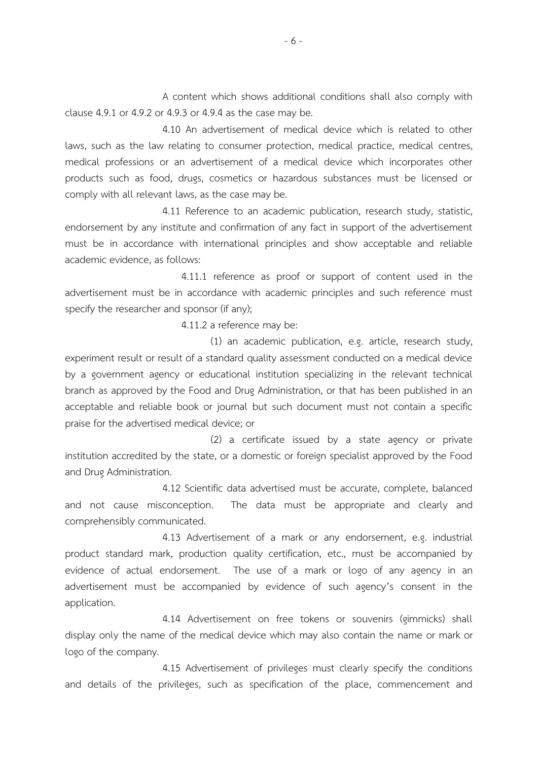A content which shows additional conditions shall also comply with clause 4.9.1 or 4.9.2 or 4.9.3 or 4.9.4 as the case may be.

4.10 An advertisement of medical device which is related to other laws, such as the law relating to consumer protection, medical practice, medical centres, medical professions or an advertisement of a medical device which incorporates other products such as food, drugs, cosmetics or hazardous substances must be licensed or comply with all relevant laws, as the case may be.

4.11 Reference to an academic publication, research study, statistic, endorsement by any institute and confirmation of any fact in support of the advertisement must be in accordance with international principles and show acceptable and reliable academic evidence, as follows:

4.11.1 reference as proof or support of content used in the advertisement must be in accordance with academic principles and such reference must specify the researcher and sponsor (if any);

4.11.2 a reference may be:

(1) an academic publication, e.g. article, research study, experiment result or result of a standard quality assessment conducted on a medical device by a government agency or educational institution specializing in the relevant technical branch as approved by the Food and Drug Administration, or that has been published in an acceptable and reliable book or journal but such document must not contain a specific praise for the advertised medical device; or

(2) a certificate issued by a state agency or private institution accredited by the state, or a domestic or foreign specialist approved by the Food and Drug Administration.

4.12 Scientific data advertised must be accurate, complete, balanced and not cause misconception. The data must be appropriate and clearly and comprehensibly communicated.

4.13 Advertisement of a mark or any endorsement, e.g. industrial product standard mark, production quality certification, etc., must be accompanied by evidence of actual endorsement. The use of a mark or logo of any agency in an advertisement must be accompanied by evidence of such agency's consent in the application.

4.14 Advertisement on free tokens or souvenirs (gimmicks) shall display only the name of the medical device which may also contain the name or mark or logo of the company.

4.15 Advertisement of privileges must clearly specify the conditions and details of the privileges, such as specification of the place, commencement and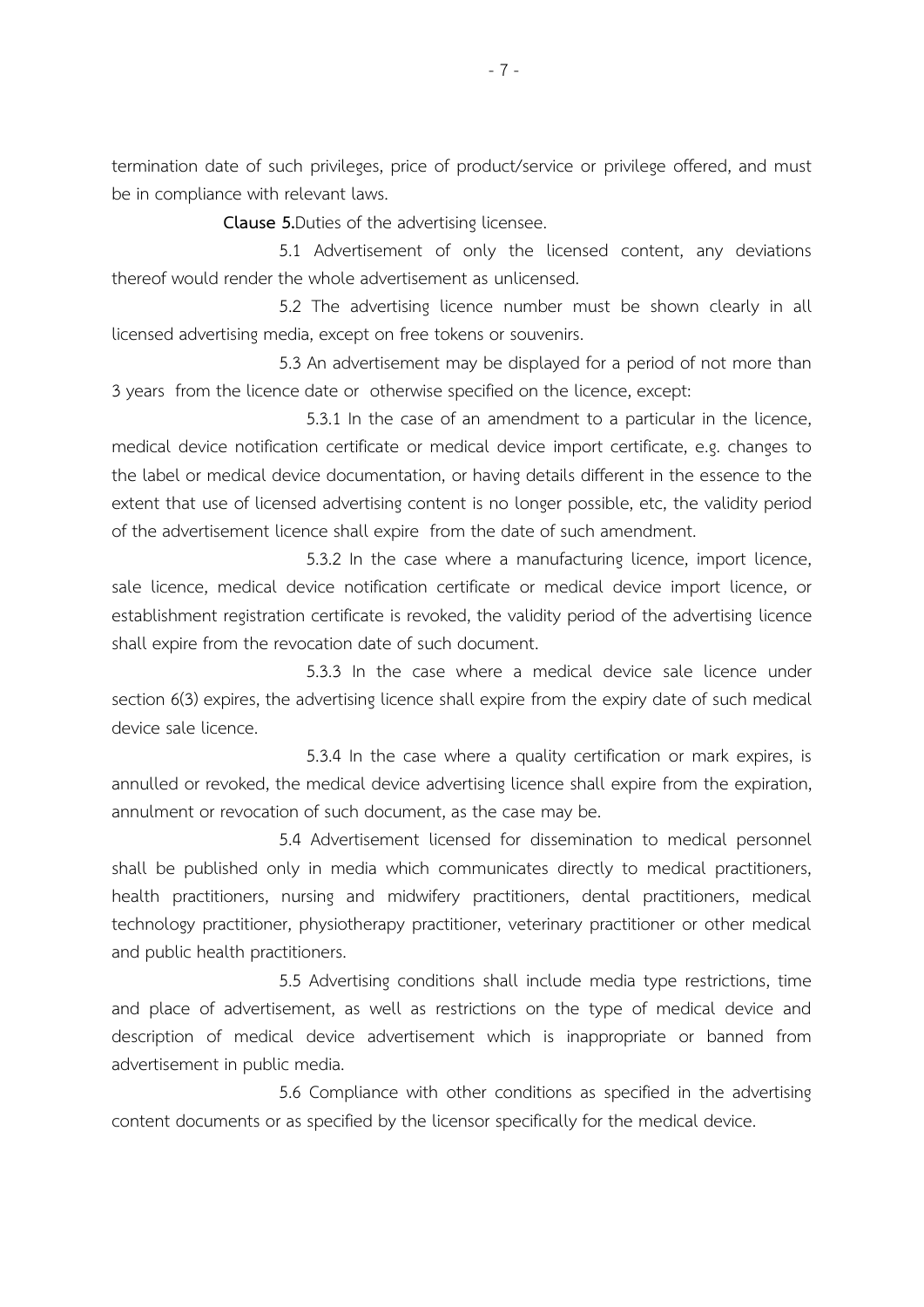termination date of such privileges, price of product/service or privilege offered, and must be in compliance with relevant laws.

**Clause 5.**Duties of the advertising licensee.

5.1 Advertisement of only the licensed content, any deviations thereof would render the whole advertisement as unlicensed.

5.2 The advertising licence number must be shown clearly in all licensed advertising media, except on free tokens or souvenirs.

5.3 An advertisement may be displayed for a period of not more than 3 years from the licence date or otherwise specified on the licence, except:

5.3.1 In the case of an amendment to a particular in the licence, medical device notification certificate or medical device import certificate, e.g. changes to the label or medical device documentation, or having details different in the essence to the extent that use of licensed advertising content is no longer possible, etc, the validity period of the advertisement licence shall expire from the date of such amendment.

5.3.2 In the case where a manufacturing licence, import licence, sale licence, medical device notification certificate or medical device import licence, or establishment registration certificate is revoked, the validity period of the advertising licence shall expire from the revocation date of such document.

5.3.3 In the case where a medical device sale licence under section 6(3) expires, the advertising licence shall expire from the expiry date of such medical device sale licence.

5.3.4 In the case where a quality certification or mark expires, is annulled or revoked, the medical device advertising licence shall expire from the expiration, annulment or revocation of such document, as the case may be.

5.4 Advertisement licensed for dissemination to medical personnel shall be published only in media which communicates directly to medical practitioners, health practitioners, nursing and midwifery practitioners, dental practitioners, medical technology practitioner, physiotherapy practitioner, veterinary practitioner or other medical and public health practitioners.

5.5 Advertising conditions shall include media type restrictions, time and place of advertisement, as well as restrictions on the type of medical device and description of medical device advertisement which is inappropriate or banned from advertisement in public media.

5.6 Compliance with other conditions as specified in the advertising content documents or as specified by the licensor specifically for the medical device.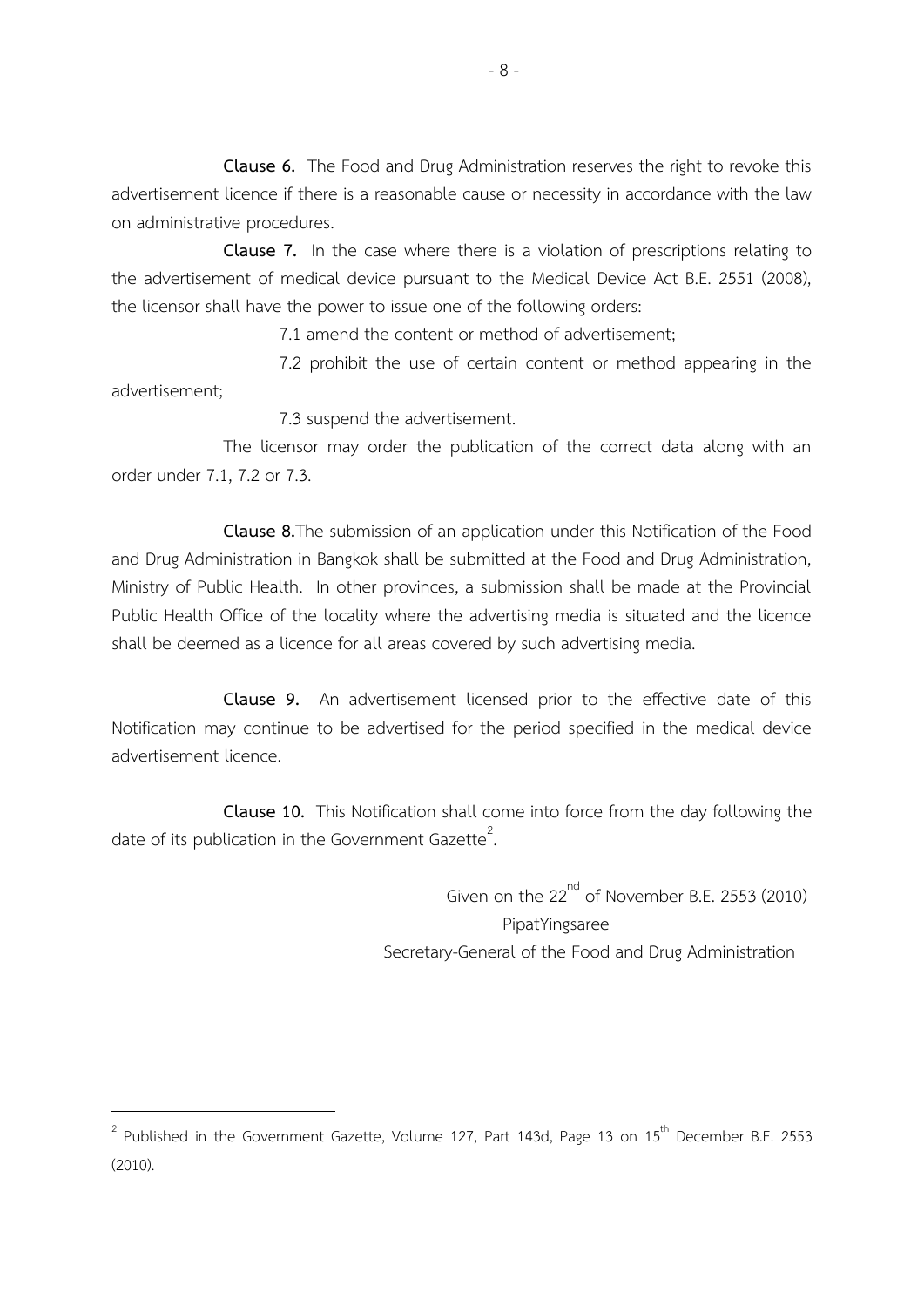**Clause 6.** The Food and Drug Administration reserves the right to revoke this advertisement licence if there is a reasonable cause or necessity in accordance with the law on administrative procedures.

**Clause 7.** In the case where there is a violation of prescriptions relating to the advertisement of medical device pursuant to the Medical Device Act B.E. 2551 (2008), the licensor shall have the power to issue one of the following orders:

7.1 amend the content or method of advertisement;

7.2 prohibit the use of certain content or method appearing in the advertisement;

7.3 suspend the advertisement.

The licensor may order the publication of the correct data along with an order under 7.1, 7.2 or 7.3.

**Clause 8.**The submission of an application under this Notification of the Food and Drug Administration in Bangkok shall be submitted at the Food and Drug Administration, Ministry of Public Health. In other provinces, a submission shall be made at the Provincial Public Health Office of the locality where the advertising media is situated and the licence shall be deemed as a licence for all areas covered by such advertising media.

**Clause 9.** An advertisement licensed prior to the effective date of this Notification may continue to be advertised for the period specified in the medical device advertisement licence.

**Clause 10.** This Notification shall come into force from the day following the date of its publication in the Government Gazette[2].

Given on the 22nd of November B.E. 2553 (2010)
PipatYingsaree
Secretary-General of the Food and Drug Administration

---

[2] Published in the Government Gazette, Volume 127, Part 143d, Page 13 on 15th December B.E. 2553 (2010).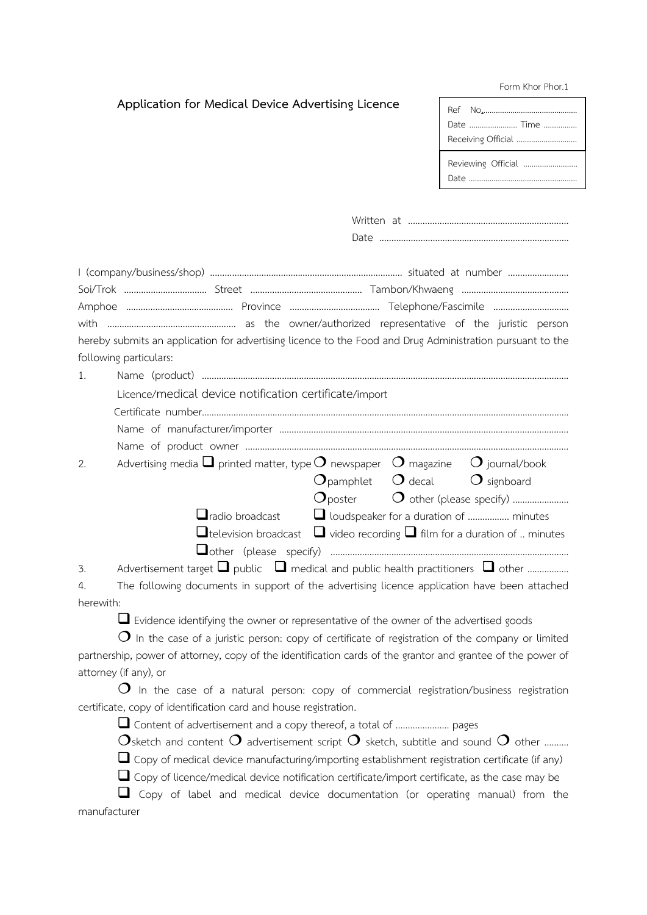Form Khor Phor.1

# Application for Medical Device Advertising Licence

| Ref No............................................ |
|---|
| Date ....................... Time ................ |
| Receiving Official ............................ |
| Reviewing Official .......................... |
| Date ................................................... |

Written at ..................................................................

Date ..............................................................................

I (company/business/shop) ............................................................................... situated at number ......................... Soi/Trok .................................. Street ............................................. Tambon/Khwaeng ............................................ Amphoe ............................................ Province ..................................... Telephone/Fascimile .............................. with ..................................................... as the owner/authorized representative of the juristic person hereby submits an application for advertising licence to the Food and Drug Administration pursuant to the following particulars:

1. Name (product) ......................................................................................................................................
   Licence/medical device notification certificate/import Certificate number...........................................................................................................................................
   Name of manufacturer/importer .......................................................................................................
   Name of product owner .....................................................................................................................
2. Advertising media ❑ printed matter, type ❍ newspaper ❍ magazine ❍ journal/book
   ❍ pamphlet ❍ decal ❍ signboard
   ❍ poster ❍ other (please specify) .......................
   ❑ radio broadcast ❑ loudspeaker for a duration of ................. minutes
   ❑ television broadcast ❑ video recording ❑ film for a duration of .. minutes
   ❑ other (please specify) .................................................................................
3. Advertisement target ❑ public ❑ medical and public health practitioners ❑ other .................
4. The following documents in support of the advertising licence application have been attached herewith:

   ❑ Evidence identifying the owner or representative of the owner of the advertised goods

   ❍ In the case of a juristic person: copy of certificate of registration of the company or limited partnership, power of attorney, copy of the identification cards of the grantor and grantee of the power of attorney (if any), or

   ❍ In the case of a natural person: copy of commercial registration/business registration certificate, copy of identification card and house registration.

   ❑ Content of advertisement and a copy thereof, a total of ...................... pages

   ❍ sketch and content ❍ advertisement script ❍ sketch, subtitle and sound ❍ other ..........

   ❑ Copy of medical device manufacturing/importing establishment registration certificate (if any)

   ❑ Copy of licence/medical device notification certificate/import certificate, as the case may be

   ❑ Copy of label and medical device documentation (or operating manual) from the manufacturer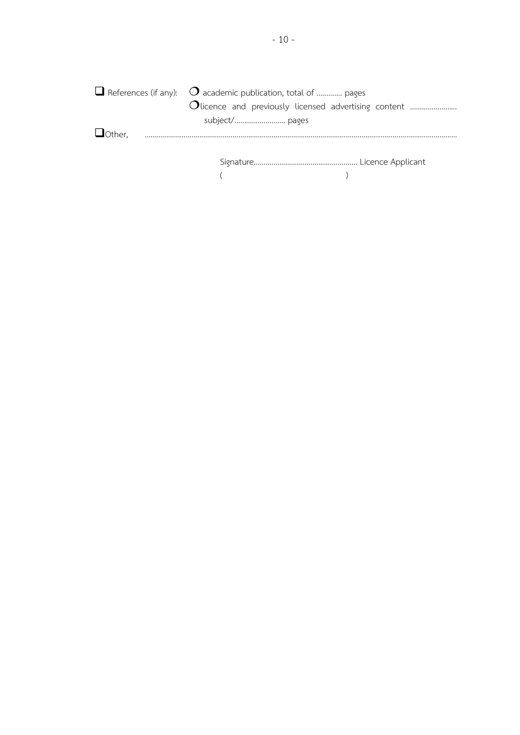❑ References (if any): ❍ academic publication, total of ............. pages

❍ licence and previously licensed advertising content ........................ subject/.......................... pages

❑ Other, ..............................................................................................................................................................

Signature..................................................... Licence Applicant

(                                                    )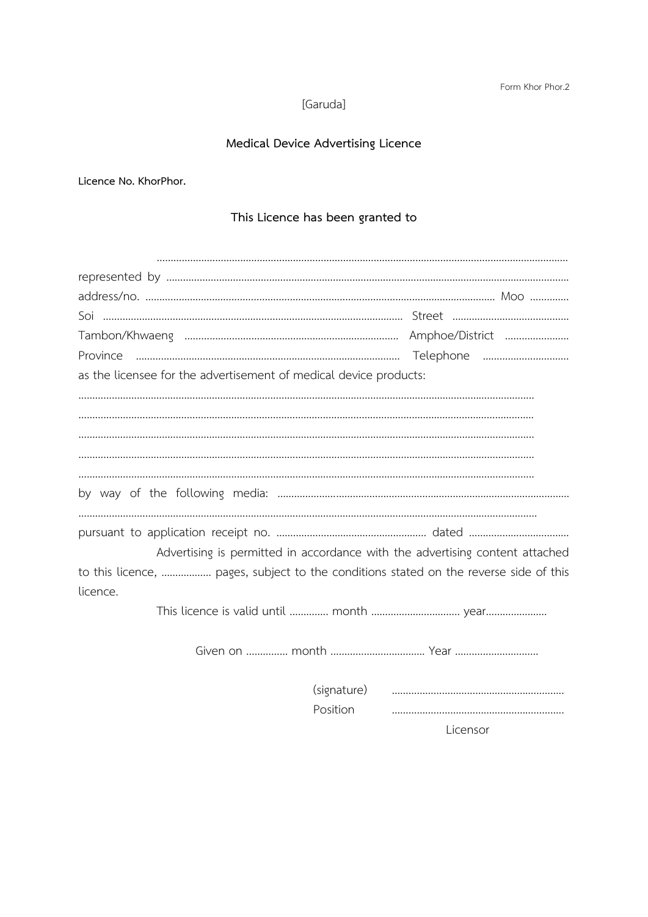Form Khor Phor.2

[Garuda]

## Medical Device Advertising Licence

**Licence No. KhorPhor.**

### This Licence has been granted to

..................................................................................................................................................

represented by ..................................................................................................................................................

address/no. .................................................................................................................................. Moo ..............

Soi ............................................................................................................. Street ..........................................

Tambon/Khwaeng ............................................................................. Amphoe/District .......................

Province .............................................................................................. Telephone ...............................

as the licensee for the advertisement of medical device products:

..................................................................................................................................................

..................................................................................................................................................

..................................................................................................................................................

..................................................................................................................................................

..................................................................................................................................................

by way of the following media: ........................................................................................................

..................................................................................................................................................

pursuant to application receipt no. ...................................................... dated ....................................

Advertising is permitted in accordance with the advertising content attached to this licence, .................. pages, subject to the conditions stated on the reverse side of this licence.

This licence is valid until .............. month ................................ year......................

Given on ............... month .................................. Year ..............................

(signature) .............................................................

Position .............................................................

Licensor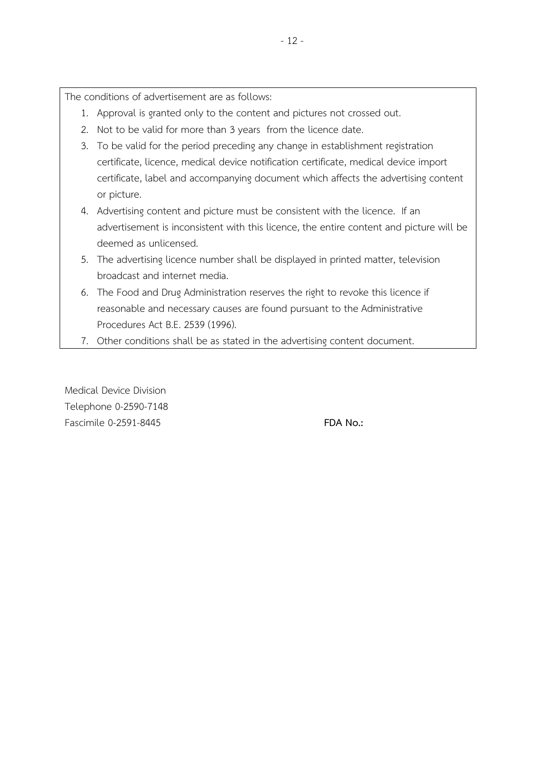The conditions of advertisement are as follows:

1. Approval is granted only to the content and pictures not crossed out.
2. Not to be valid for more than 3 years from the licence date.
3. To be valid for the period preceding any change in establishment registration certificate, licence, medical device notification certificate, medical device import certificate, label and accompanying document which affects the advertising content or picture.
4. Advertising content and picture must be consistent with the licence. If an advertisement is inconsistent with this licence, the entire content and picture will be deemed as unlicensed.
5. The advertising licence number shall be displayed in printed matter, television broadcast and internet media.
6. The Food and Drug Administration reserves the right to revoke this licence if reasonable and necessary causes are found pursuant to the Administrative Procedures Act B.E. 2539 (1996).
7. Other conditions shall be as stated in the advertising content document.

Medical Device Division
Telephone 0-2590-7148
Fascimile 0-2591-8445

**FDA No.:**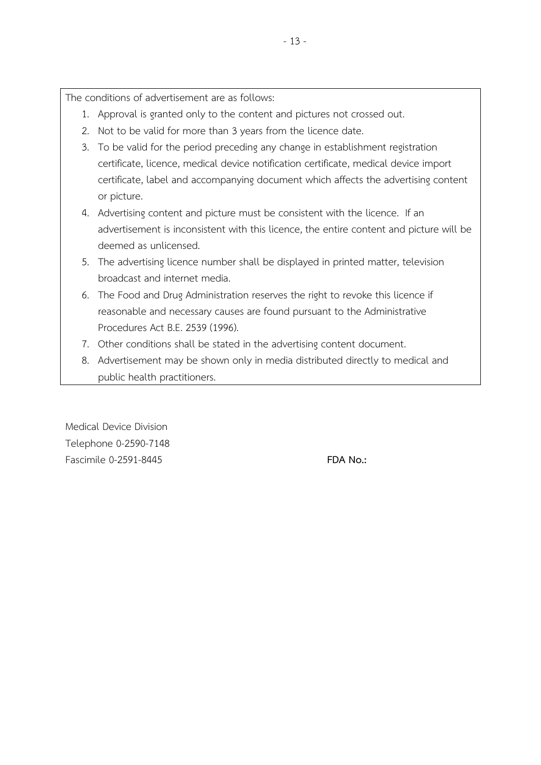The conditions of advertisement are as follows:

1. Approval is granted only to the content and pictures not crossed out.
2. Not to be valid for more than 3 years from the licence date.
3. To be valid for the period preceding any change in establishment registration certificate, licence, medical device notification certificate, medical device import certificate, label and accompanying document which affects the advertising content or picture.
4. Advertising content and picture must be consistent with the licence. If an advertisement is inconsistent with this licence, the entire content and picture will be deemed as unlicensed.
5. The advertising licence number shall be displayed in printed matter, television broadcast and internet media.
6. The Food and Drug Administration reserves the right to revoke this licence if reasonable and necessary causes are found pursuant to the Administrative Procedures Act B.E. 2539 (1996).
7. Other conditions shall be stated in the advertising content document.
8. Advertisement may be shown only in media distributed directly to medical and public health practitioners.

Medical Device Division
Telephone 0-2590-7148
Fascimile 0-2591-8445

**FDA No.:**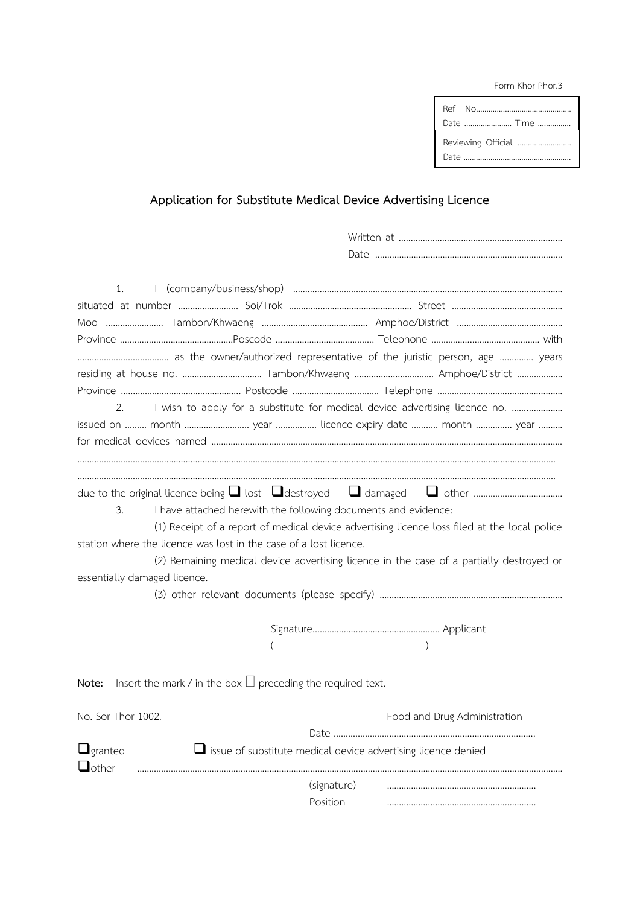Form Khor Phor.3

| Ref No............................................. Date ....................... Time ................ |
|---|
| Reviewing Official .......................... Date ................................................... |

## Application for Substitute Medical Device Advertising Licence

Written at ....................................................................

Date ...............................................................................

1. I (company/business/shop) ............................................................................................................. situated at number ......................... Soi/Trok ................................................... Street .............................................. Moo ........................ Tambon/Khwaeng ............................................ Amphoe/District ............................................ Province ...............................................Poscode ......................................... Telephone ............................................ with ..................................... as the owner/authorized representative of the juristic person, age ............. years residing at house no. ................................ Tambon/Khwaeng ................................. Amphoe/District ................... Province .................................................. Postcode ................................... Telephone ...................................................

2. I wish to apply for a substitute for medical device advertising licence no. ..................... issued on ......... month ........................... year ................ licence expiry date ........... month ............... year .......... for medical devices named ...................................................................................................................................

...............................................................................................................................................................................

...............................................................................................................................................................................

due to the original licence being ❑ lost ❑destroyed ❑ damaged ❑ other .....................................

3. I have attached herewith the following documents and evidence:

(1) Receipt of a report of medical device advertising licence loss filed at the local police station where the licence was lost in the case of a lost licence.

(2) Remaining medical device advertising licence in the case of a partially destroyed or essentially damaged licence.

(3) other relevant documents (please specify) ...........................................................................

Signature..................................................... Applicant

( )

**Note:** Insert the mark / in the box ☐ preceding the required text.

No. Sor Thor 1002. Food and Drug Administration

Date ..................................................................................

❑granted ❑ issue of substitute medical device advertising licence denied

❑other ...............................................................................................................................................................

(signature) .............................................................

Position .............................................................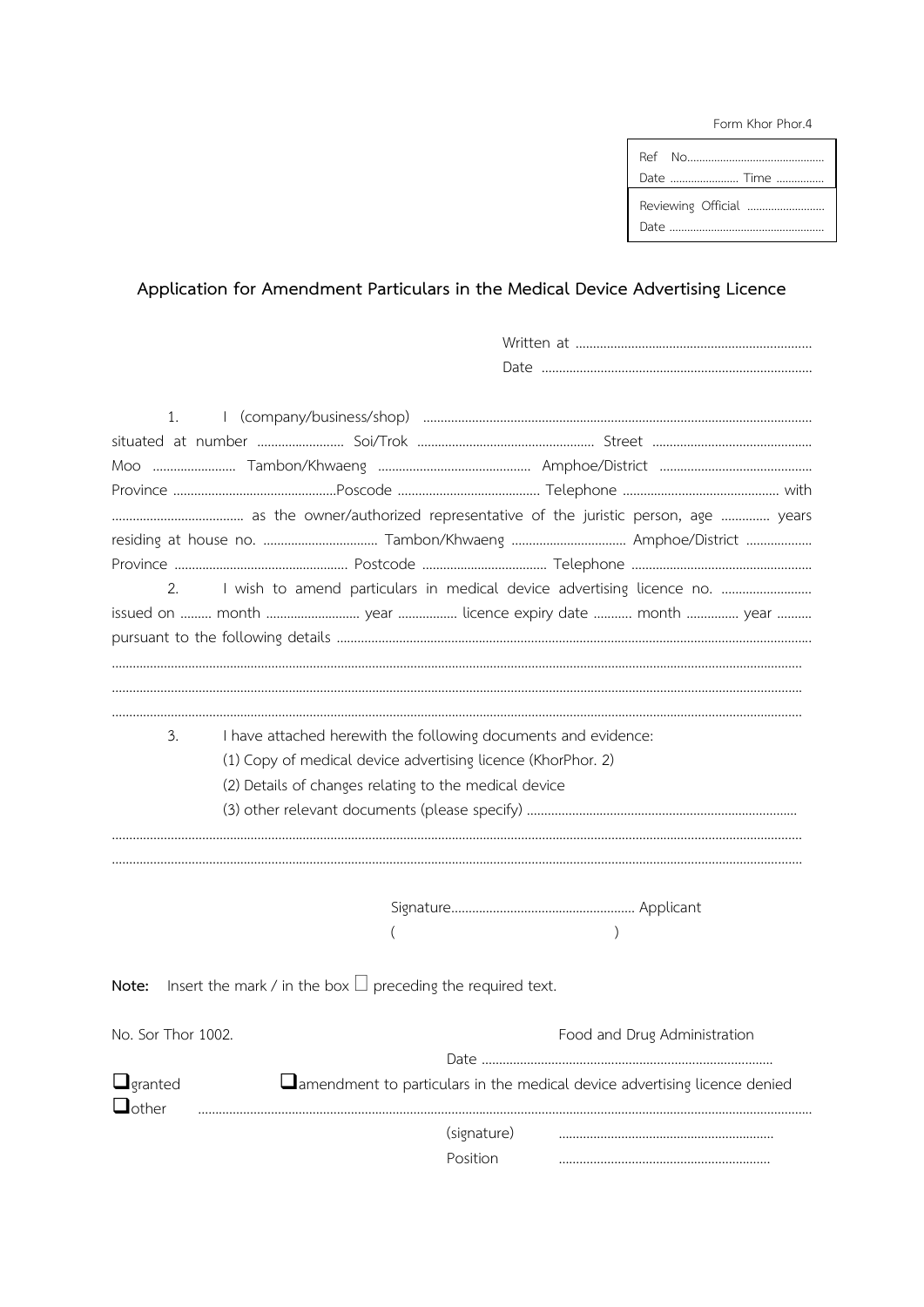Form Khor Phor.4

| |
|---|
| Ref No............................................. |
| Date ....................... Time ................ |
| Reviewing Official .......................... |
| Date .................................................. |

## Application for Amendment Particulars in the Medical Device Advertising Licence

Written at ....................................................................
Date ..............................................................................

1. I (company/business/shop) ................................................................................................................ situated at number ......................... Soi/Trok ................................................... Street .............................................. Moo ........................ Tambon/Khwaeng ............................................ Amphoe/District ............................................ Province ................................................Poscode ......................................... Telephone ............................................. with ...................................... as the owner/authorized representative of the juristic person, age .............. years residing at house no. ................................. Tambon/Khwaeng ................................. Amphoe/District ................... Province .................................................. Postcode .................................... Telephone ....................................................

2. I wish to amend particulars in medical device advertising licence no. .......................... issued on ......... month ........................... year ................. licence expiry date ........... month ............... year .......... pursuant to the following details ........................................................................................................................................
..........................................................................................................................................................................................
..........................................................................................................................................................................................
..........................................................................................................................................................................................

3. I have attached herewith the following documents and evidence:
   (1) Copy of medical device advertising licence (KhorPhor. 2)
   (2) Details of changes relating to the medical device
   (3) other relevant documents (please specify) .............................................................................
..........................................................................................................................................................................................
..........................................................................................................................................................................................

Signature..................................................... Applicant
( )

**Note:** Insert the mark / in the box ☐ preceding the required text.

No. Sor Thor 1002. Food and Drug Administration

Date ..................................................................................

☐granted ☐amendment to particulars in the medical device advertising licence denied

☐other ..........................................................................................................................................................

(signature) .............................................................

Position ............................................................